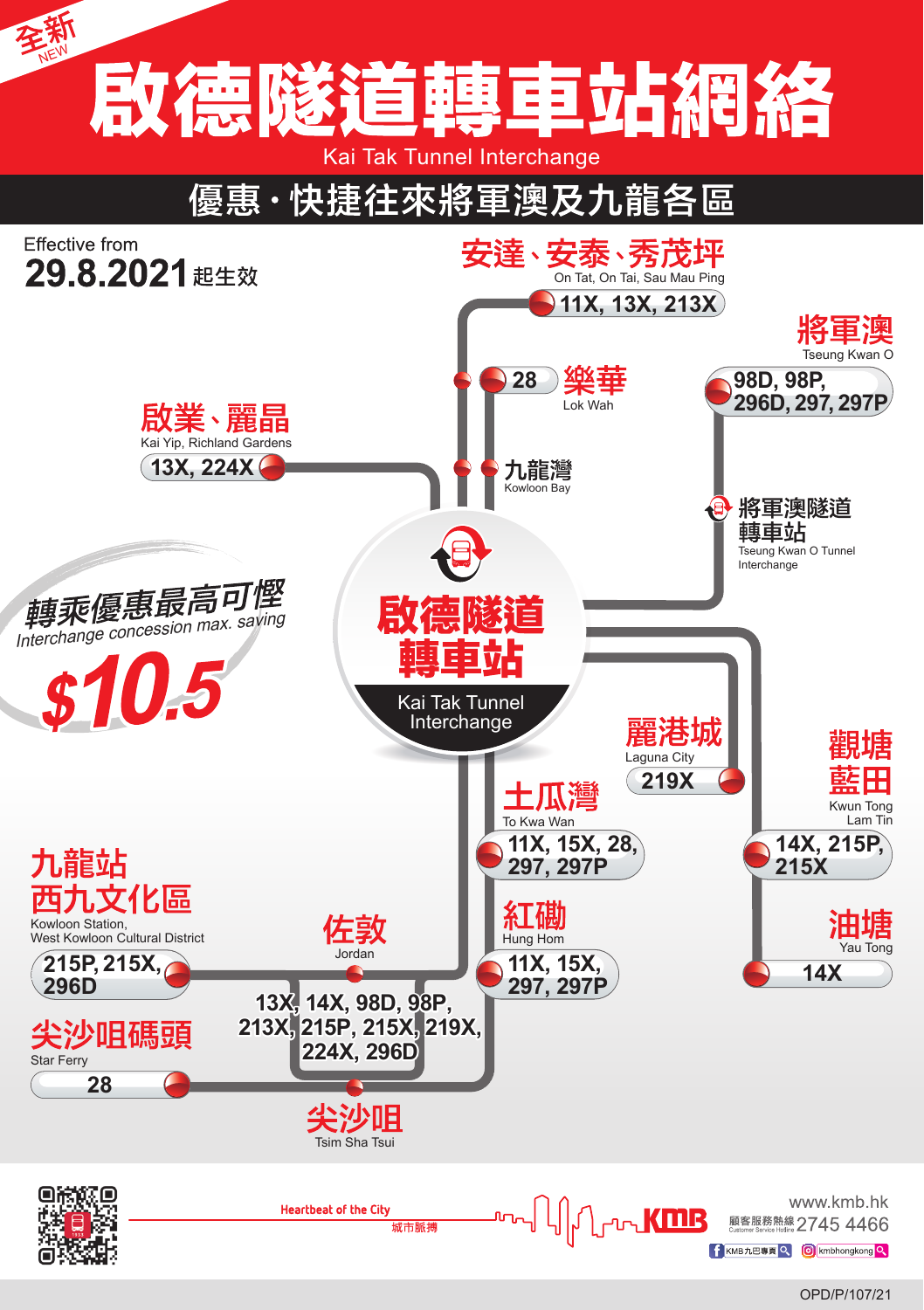全新 NEW

# 啟德隧道轉車站網絡

Kai Tak Tunnel Interchange

## 優惠・快捷往來將軍澳及九龍各區

Effective from **29.8.2021** 起生效

**安達、安泰、秀茂坪**
On Tat, On Tai, Sau Mau Ping
**11X, 13X, 213X**

**樂華**
Lok Wah
**28**

**將軍澳**
Tseung Kwan O
**98D, 98P, 296D, 297, 297P**

**啟業、麗晶**
Kai Yip, Richland Gardens
**13X, 224X**

**九龍灣**
Kowloon Bay

**將軍澳隧道轉車站**
Tseung Kwan O Tunnel Interchange

*轉乘優惠最高可慳*
*Interchange concession max. saving*
**$10.5**

**啟德隧道轉車站**
Kai Tak Tunnel Interchange

**麗港城**
Laguna City
**219X**

**土瓜灣**
To Kwa Wan
**11X, 15X, 28, 297, 297P**

**觀塘 藍田**
Kwun Tong Lam Tin
**14X, 215P, 215X**

**紅磡**
Hung Hom
**11X, 15X, 297, 297P**

**油塘**
Yau Tong
**14X**

**九龍站 西九文化區**
Kowloon Station, West Kowloon Cultural District
**215P, 215X, 296D**

**佐敦**
Jordan

**13X, 14X, 98D, 98P, 213X, 215P, 215X, 219X, 224X, 296D**

**尖沙咀碼頭**
Star Ferry
**28**

**尖沙咀**
Tsim Sha Tsui

Heartbeat of the City 城市脈搏

KMB

www.kmb.hk
顧客服務熱線 Customer Service Hotline 2745 4466
KMB九巴專頁 kmbhongkong

OPD/P/107/21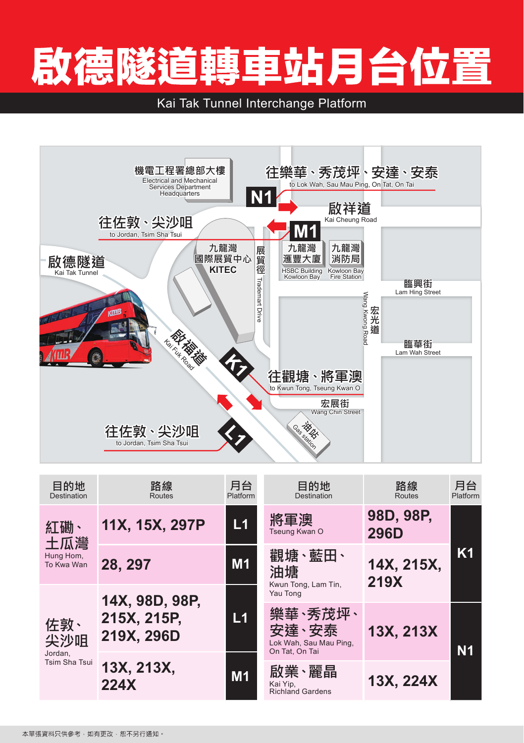# 啟德隧道轉車站月台位置

Kai Tak Tunnel Interchange Platform

往樂華、秀茂坪、安達、安泰
to Lok Wah, Sau Mau Ping, On Tat, On Tai

N1

M1

往佐敦、尖沙咀
to Jordan, Tsim Sha Tsui

機電工程署總部大樓
Electrical and Mechanical Services Department Headquarters

啟祥道
Kai Cheung Road

九龍灣國際展貿中心
KITEC

展貿徑
Trademart Drive

九龍灣滙豐大廈
HSBC Building Kowloon Bay

九龍灣消防局
Kowloon Bay Fire Station

啟德隧道
Kai Tak Tunnel

臨興街
Lam Hing Street

宏光道
Wang Kwong Road

臨華街
Lam Wah Street

啟福道
Kai Fuk Road

K1

往觀塘、將軍澳
to Kwun Tong, Tseung Kwan O

宏展街
Wang Chin Street

往佐敦、尖沙咀
to Jordan, Tsim Sha Tsui

L1

油站
Gas station

| 目的地 Destination | 路線 Routes | 月台 Platform |
|---|---|---|
| 紅磡、土瓜灣 Hung Hom, To Kwa Wan | 11X, 15X, 297P | L1 |
| | 28, 297 | M1 |
| 佐敦、尖沙咀 Jordan, Tsim Sha Tsui | 14X, 98D, 98P, 215X, 215P, 219X, 296D | L1 |
| | 13X, 213X, 224X | M1 |

| 目的地 Destination | 路線 Routes | 月台 Platform |
|---|---|---|
| 將軍澳 Tseung Kwan O | 98D, 98P, 296D | K1 |
| 觀塘、藍田、油塘 Kwun Tong, Lam Tin, Yau Tong | 14X, 215X, 219X | |
| 樂華、秀茂坪、安達、安泰 Lok Wah, Sau Mau Ping, On Tat, On Tai | 13X, 213X | N1 |
| 啟業、麗晶 Kai Yip, Richland Gardens | 13X, 224X | |

本單張資料只供參考，如有更改，恕不另行通知。